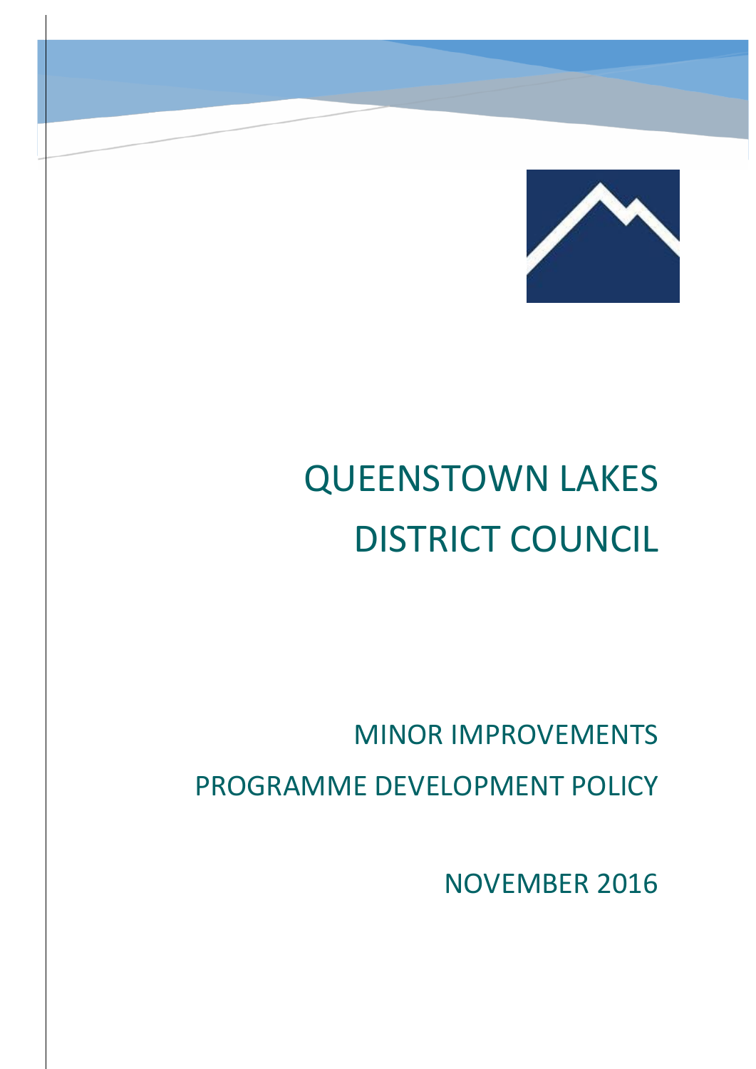# QUEENSTOWN LAKES DISTRICT COUNCIL

## MINOR IMPROVEMENTS PROGRAMME DEVELOPMENT POLICY

NOVEMBER 2016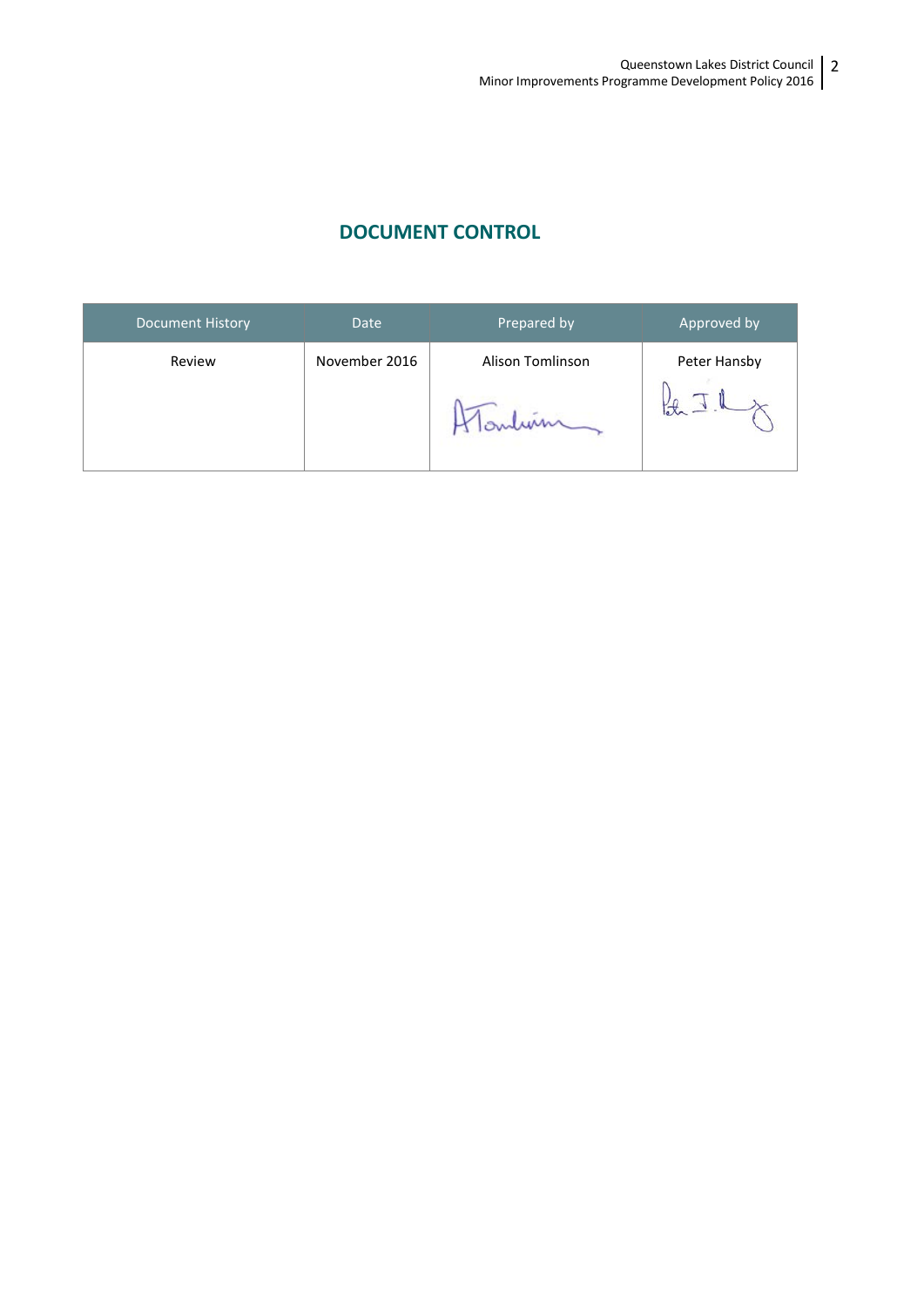## DOCUMENT CONTROL

| Document History | Date | Prepared by | Approved by |
|---|---|---|---|
| Review | November 2016 | Alison Tomlinson | Peter Hansby |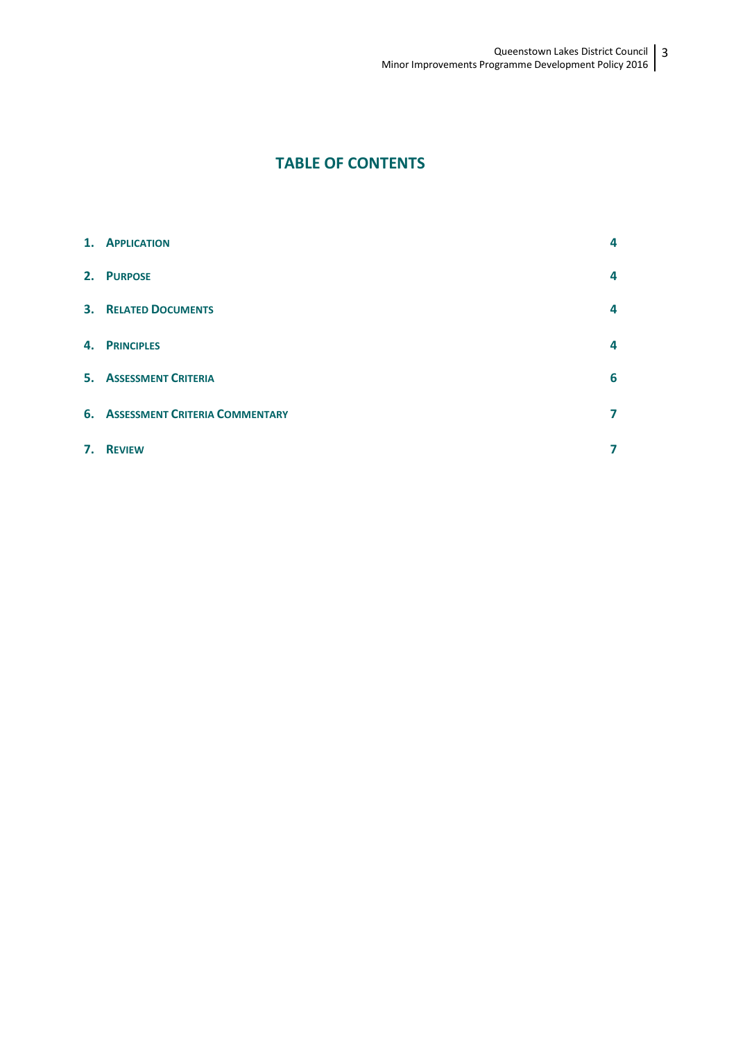# TABLE OF CONTENTS

| | |
|---|---|
| 1. **APPLICATION** | 4 |
| 2. **PURPOSE** | 4 |
| 3. **RELATED DOCUMENTS** | 4 |
| 4. **PRINCIPLES** | 4 |
| 5. **ASSESSMENT CRITERIA** | 6 |
| 6. **ASSESSMENT CRITERIA COMMENTARY** | 7 |
| 7. **REVIEW** | 7 |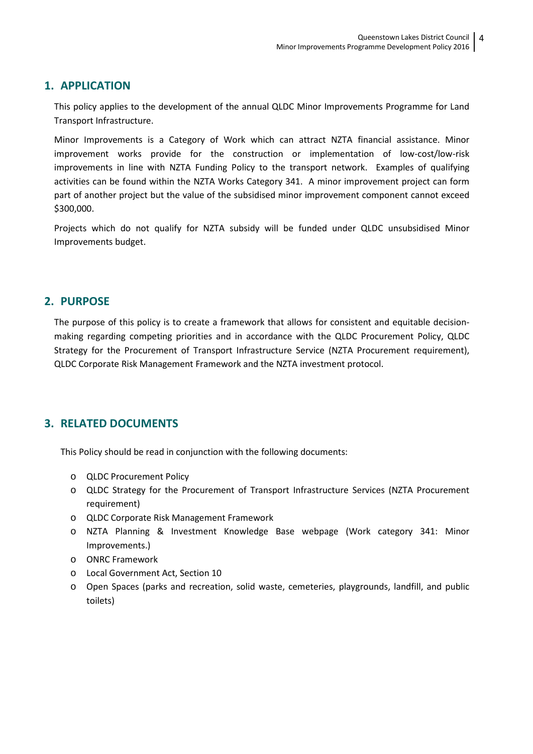## 1. APPLICATION

This policy applies to the development of the annual QLDC Minor Improvements Programme for Land Transport Infrastructure.

Minor Improvements is a Category of Work which can attract NZTA financial assistance. Minor improvement works provide for the construction or implementation of low-cost/low-risk improvements in line with NZTA Funding Policy to the transport network. Examples of qualifying activities can be found within the NZTA Works Category 341. A minor improvement project can form part of another project but the value of the subsidised minor improvement component cannot exceed $300,000.

Projects which do not qualify for NZTA subsidy will be funded under QLDC unsubsidised Minor Improvements budget.

## 2. PURPOSE

The purpose of this policy is to create a framework that allows for consistent and equitable decision-making regarding competing priorities and in accordance with the QLDC Procurement Policy, QLDC Strategy for the Procurement of Transport Infrastructure Service (NZTA Procurement requirement), QLDC Corporate Risk Management Framework and the NZTA investment protocol.

## 3. RELATED DOCUMENTS

This Policy should be read in conjunction with the following documents:

- QLDC Procurement Policy
- QLDC Strategy for the Procurement of Transport Infrastructure Services (NZTA Procurement requirement)
- QLDC Corporate Risk Management Framework
- NZTA Planning & Investment Knowledge Base webpage (Work category 341: Minor Improvements.)
- ONRC Framework
- Local Government Act, Section 10
- Open Spaces (parks and recreation, solid waste, cemeteries, playgrounds, landfill, and public toilets)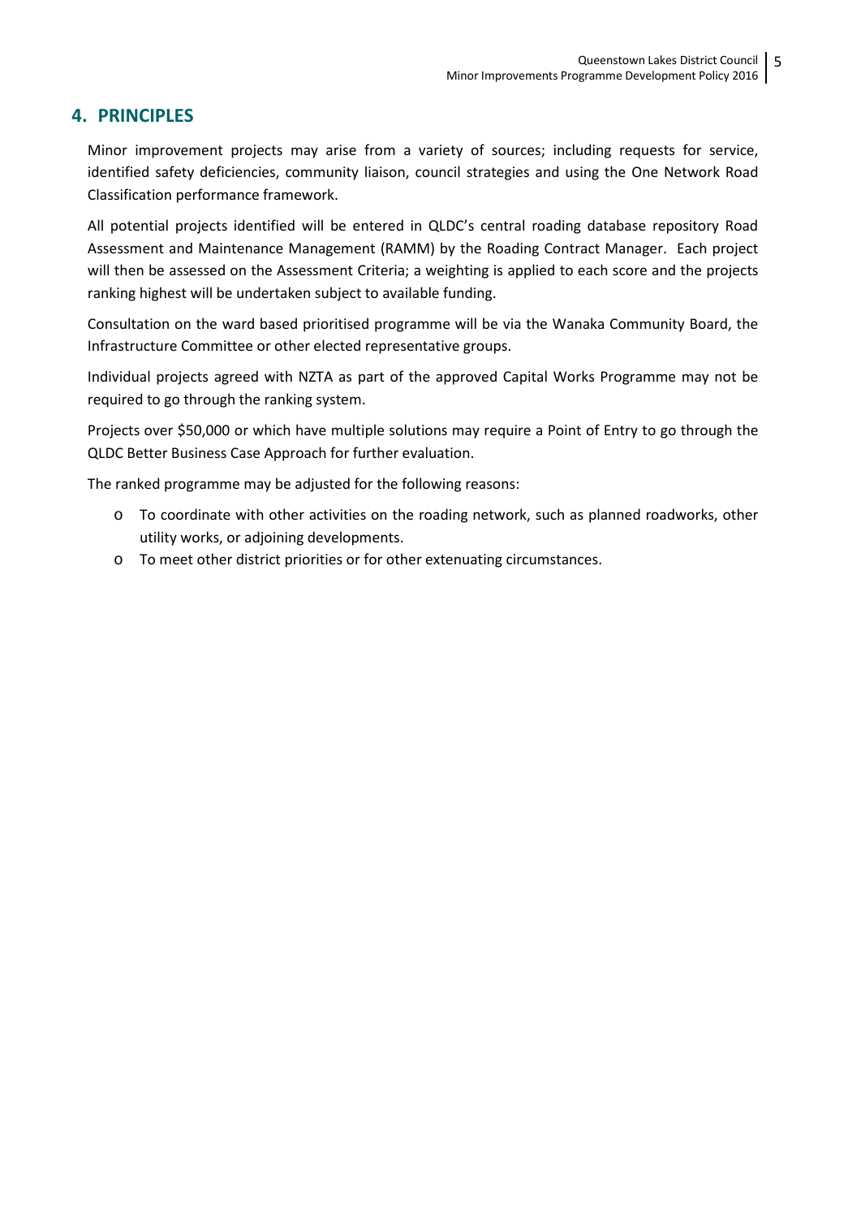## 4. PRINCIPLES

Minor improvement projects may arise from a variety of sources; including requests for service, identified safety deficiencies, community liaison, council strategies and using the One Network Road Classification performance framework.

All potential projects identified will be entered in QLDC's central roading database repository Road Assessment and Maintenance Management (RAMM) by the Roading Contract Manager. Each project will then be assessed on the Assessment Criteria; a weighting is applied to each score and the projects ranking highest will be undertaken subject to available funding.

Consultation on the ward based prioritised programme will be via the Wanaka Community Board, the Infrastructure Committee or other elected representative groups.

Individual projects agreed with NZTA as part of the approved Capital Works Programme may not be required to go through the ranking system.

Projects over $50,000 or which have multiple solutions may require a Point of Entry to go through the QLDC Better Business Case Approach for further evaluation.

The ranked programme may be adjusted for the following reasons:

- To coordinate with other activities on the roading network, such as planned roadworks, other utility works, or adjoining developments.
- To meet other district priorities or for other extenuating circumstances.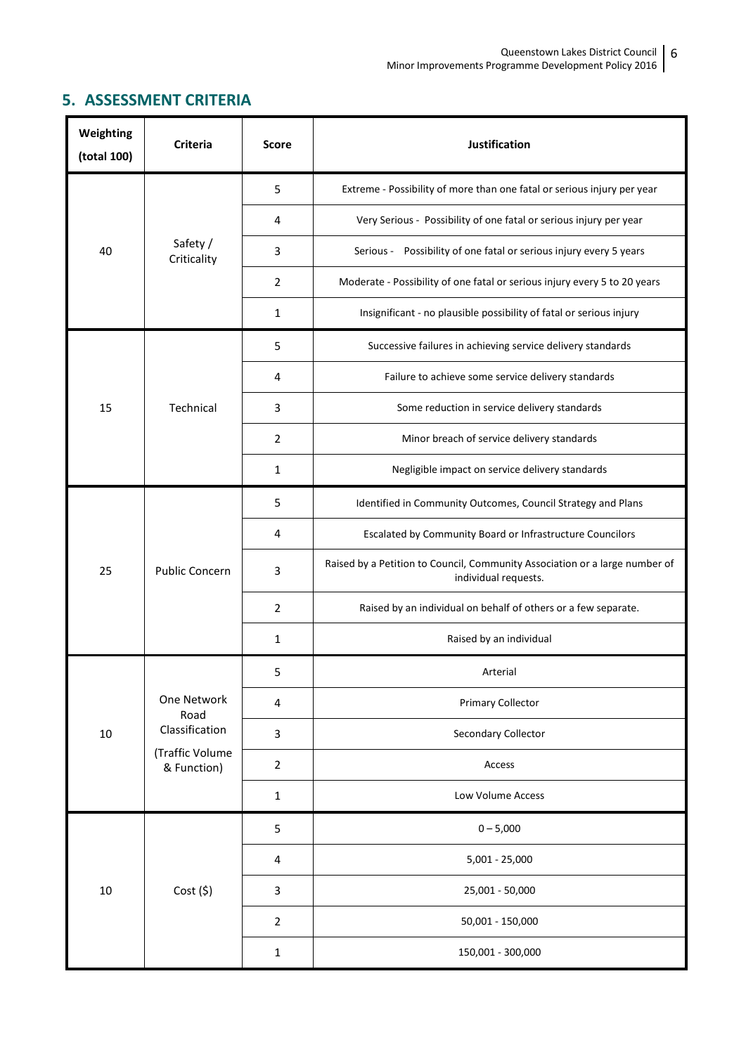## 5. ASSESSMENT CRITERIA

| Weighting (total 100) | Criteria | Score | Justification |
|---|---|---|---|
| 40 | Safety / Criticality | 5 | Extreme - Possibility of more than one fatal or serious injury per year |
| | | 4 | Very Serious - Possibility of one fatal or serious injury per year |
| | | 3 | Serious - Possibility of one fatal or serious injury every 5 years |
| | | 2 | Moderate - Possibility of one fatal or serious injury every 5 to 20 years |
| | | 1 | Insignificant - no plausible possibility of fatal or serious injury |
| 15 | Technical | 5 | Successive failures in achieving service delivery standards |
| | | 4 | Failure to achieve some service delivery standards |
| | | 3 | Some reduction in service delivery standards |
| | | 2 | Minor breach of service delivery standards |
| | | 1 | Negligible impact on service delivery standards |
| 25 | Public Concern | 5 | Identified in Community Outcomes, Council Strategy and Plans |
| | | 4 | Escalated by Community Board or Infrastructure Councilors |
| | | 3 | Raised by a Petition to Council, Community Association or a large number of individual requests. |
| | | 2 | Raised by an individual on behalf of others or a few separate. |
| | | 1 | Raised by an individual |
| 10 | One Network Road Classification (Traffic Volume & Function) | 5 | Arterial |
| | | 4 | Primary Collector |
| | | 3 | Secondary Collector |
| | | 2 | Access |
| | | 1 | Low Volume Access |
| 10 | Cost ($) | 5 | 0 – 5,000 |
| | | 4 | 5,001 - 25,000 |
| | | 3 | 25,001 - 50,000 |
| | | 2 | 50,001 - 150,000 |
| | | 1 | 150,001 - 300,000 |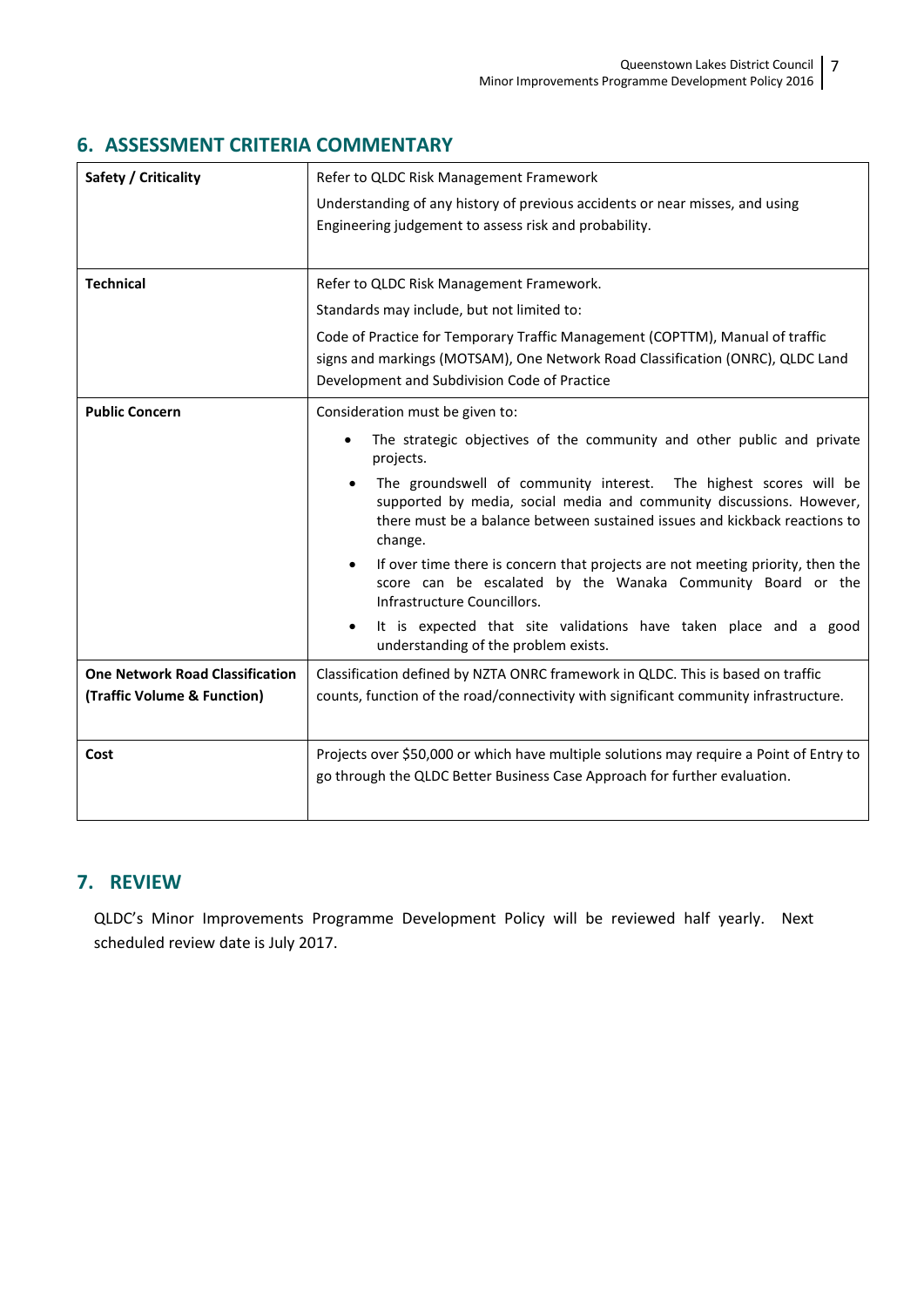## 6. ASSESSMENT CRITERIA COMMENTARY

| | |
|---|---|
| **Safety / Criticality** | Refer to QLDC Risk Management Framework<br>Understanding of any history of previous accidents or near misses, and using Engineering judgement to assess risk and probability. |
| **Technical** | Refer to QLDC Risk Management Framework.<br>Standards may include, but not limited to:<br>Code of Practice for Temporary Traffic Management (COPTTM), Manual of traffic signs and markings (MOTSAM), One Network Road Classification (ONRC), QLDC Land Development and Subdivision Code of Practice |
| **Public Concern** | Consideration must be given to:<br>• The strategic objectives of the community and other public and private projects.<br>• The groundswell of community interest. The highest scores will be supported by media, social media and community discussions. However, there must be a balance between sustained issues and kickback reactions to change.<br>• If over time there is concern that projects are not meeting priority, then the score can be escalated by the Wanaka Community Board or the Infrastructure Councillors.<br>• It is expected that site validations have taken place and a good understanding of the problem exists. |
| **One Network Road Classification (Traffic Volume & Function)** | Classification defined by NZTA ONRC framework in QLDC. This is based on traffic counts, function of the road/connectivity with significant community infrastructure. |
| **Cost** | Projects over $50,000 or which have multiple solutions may require a Point of Entry to go through the QLDC Better Business Case Approach for further evaluation. |

## 7. REVIEW

QLDC's Minor Improvements Programme Development Policy will be reviewed half yearly. Next scheduled review date is July 2017.